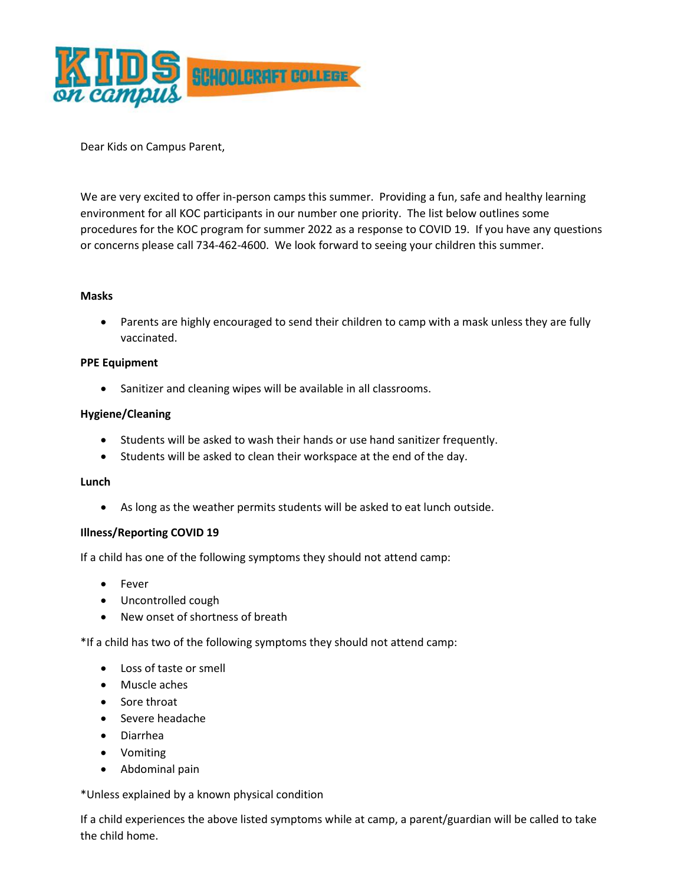Dear Kids on Campus Parent,

We are very excited to offer in-person camps this summer. Providing a fun, safe and healthy learning environment for all KOC participants in our number one priority. The list below outlines some procedures for the KOC program for summer 2022 as a response to COVID 19. If you have any questions or concerns please call 734-462-4600. We look forward to seeing your children this summer.

**Masks**

- Parents are highly encouraged to send their children to camp with a mask unless they are fully vaccinated.

**PPE Equipment**

- Sanitizer and cleaning wipes will be available in all classrooms.

**Hygiene/Cleaning**

- Students will be asked to wash their hands or use hand sanitizer frequently.
- Students will be asked to clean their workspace at the end of the day.

**Lunch**

- As long as the weather permits students will be asked to eat lunch outside.

**Illness/Reporting COVID 19**

If a child has one of the following symptoms they should not attend camp:

- Fever
- Uncontrolled cough
- New onset of shortness of breath

*If a child has two of the following symptoms they should not attend camp:

- Loss of taste or smell
- Muscle aches
- Sore throat
- Severe headache
- Diarrhea
- Vomiting
- Abdominal pain

*Unless explained by a known physical condition

If a child experiences the above listed symptoms while at camp, a parent/guardian will be called to take the child home.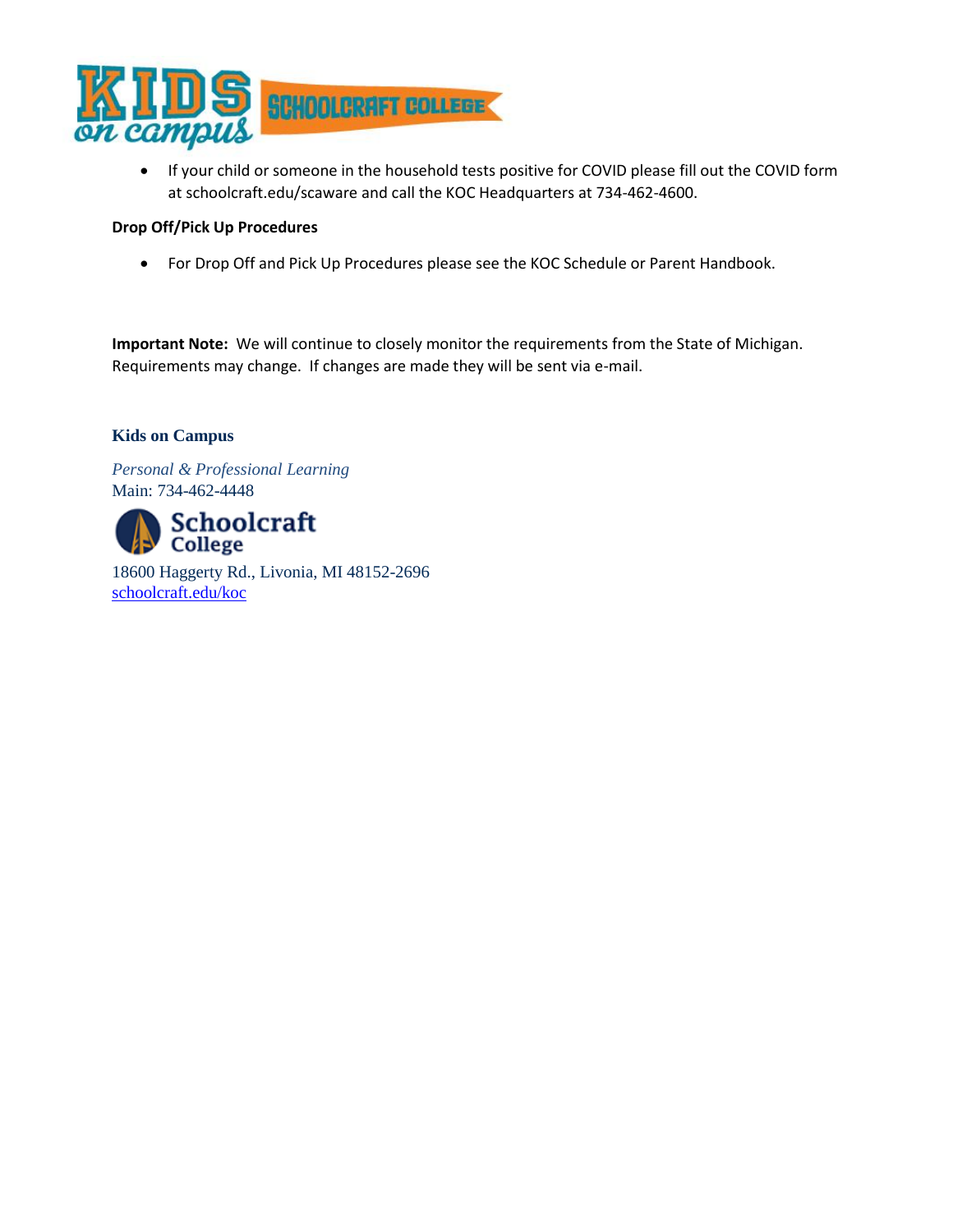- If your child or someone in the household tests positive for COVID please fill out the COVID form at schoolcraft.edu/scaware and call the KOC Headquarters at 734-462-4600.

**Drop Off/Pick Up Procedures**

- For Drop Off and Pick Up Procedures please see the KOC Schedule or Parent Handbook.

**Important Note:** We will continue to closely monitor the requirements from the State of Michigan. Requirements may change. If changes are made they will be sent via e-mail.

**Kids on Campus**

*Personal & Professional Learning*
Main: 734-462-4448

Schoolcraft College

18600 Haggerty Rd., Livonia, MI 48152-2696
schoolcraft.edu/koc